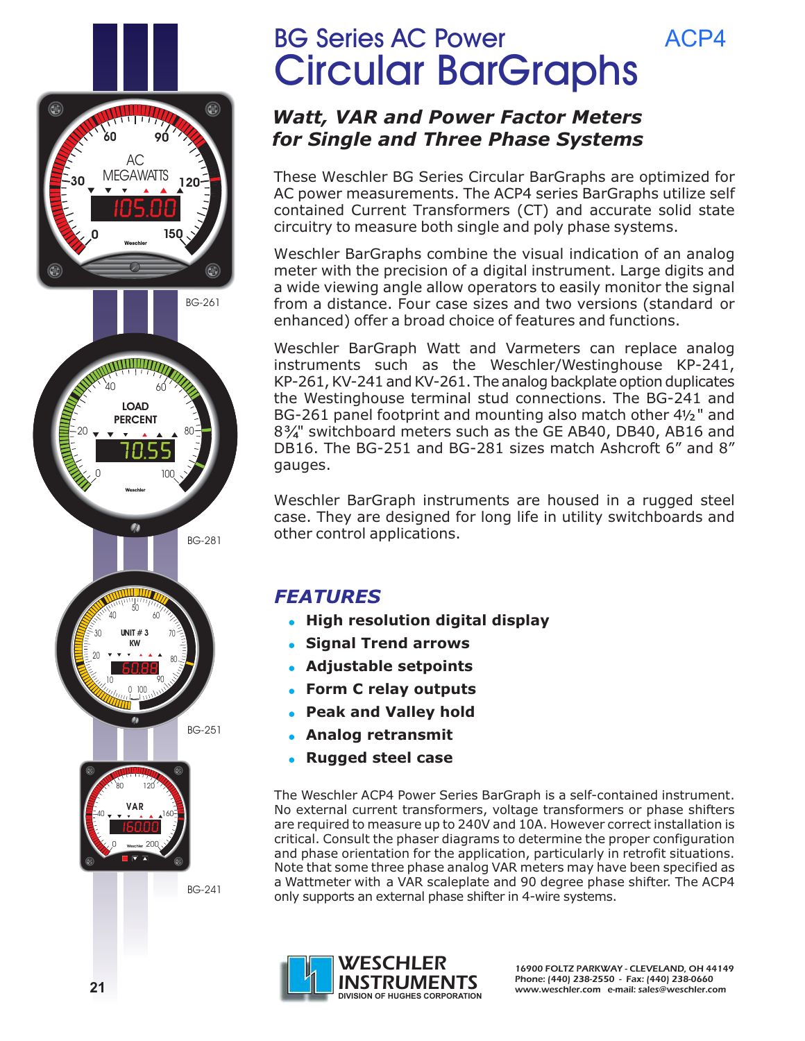# BG Series AC Power Circular BarGraphs

ACP4

## *Watt, VAR and Power Factor Meters for Single and Three Phase Systems*

These Weschler BG Series Circular BarGraphs are optimized for AC power measurements. The ACP4 series BarGraphs utilize self contained Current Transformers (CT) and accurate solid state circuitry to measure both single and poly phase systems.

Weschler BarGraphs combine the visual indication of an analog meter with the precision of a digital instrument. Large digits and a wide viewing angle allow operators to easily monitor the signal from a distance. Four case sizes and two versions (standard or enhanced) offer a broad choice of features and functions.

Weschler BarGraph Watt and Varmeters can replace analog instruments such as the Weschler/Westinghouse KP-241, KP-261, KV-241 and KV-261. The analog backplate option duplicates the Westinghouse terminal stud connections. The BG-241 and BG-261 panel footprint and mounting also match other 4½" and 8¾" switchboard meters such as the GE AB40, DB40, AB16 and DB16. The BG-251 and BG-281 sizes match Ashcroft 6" and 8" gauges.

Weschler BarGraph instruments are housed in a rugged steel case. They are designed for long life in utility switchboards and other control applications.

BG-261

BG-281

BG-251

BG-241

## *FEATURES*

- **High resolution digital display**
- **Signal Trend arrows**
- **Adjustable setpoints**
- **Form C relay outputs**
- **Peak and Valley hold**
- **Analog retransmit**
- **Rugged steel case**

The Weschler ACP4 Power Series BarGraph is a self-contained instrument. No external current transformers, voltage transformers or phase shifters are required to measure up to 240V and 10A. However correct installation is critical. Consult the phaser diagrams to determine the proper configuration and phase orientation for the application, particularly in retrofit situations. Note that some three phase analog VAR meters may have been specified as a Wattmeter with a VAR scaleplate and 90 degree phase shifter. The ACP4 only supports an external phase shifter in 4-wire systems.

**WESCHLER INSTRUMENTS**
DIVISION OF HUGHES CORPORATION

16900 FOLTZ PARKWAY - CLEVELAND, OH 44149
Phone: (440) 238-2550 - Fax: (440) 238-0660
www.weschler.com e-mail: sales@weschler.com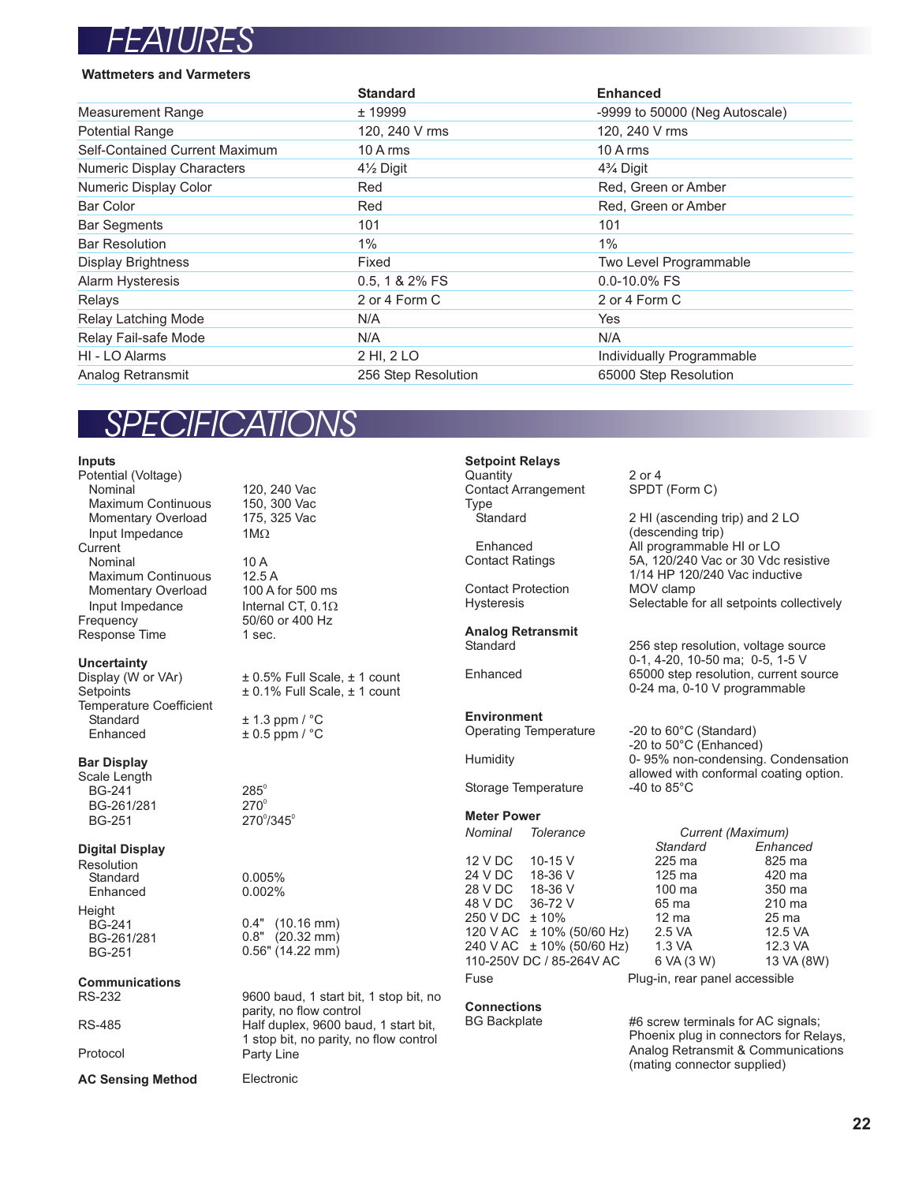# FEATURES

### Wattmeters and Varmeters

| | Standard | Enhanced |
|---|---|---|
| Measurement Range | ± 19999 | -9999 to 50000 (Neg Autoscale) |
| Potential Range | 120, 240 V rms | 120, 240 V rms |
| Self-Contained Current Maximum | 10 A rms | 10 A rms |
| Numeric Display Characters | 4½ Digit | 4¾ Digit |
| Numeric Display Color | Red | Red, Green or Amber |
| Bar Color | Red | Red, Green or Amber |
| Bar Segments | 101 | 101 |
| Bar Resolution | 1% | 1% |
| Display Brightness | Fixed | Two Level Programmable |
| Alarm Hysteresis | 0.5, 1 & 2% FS | 0.0-10.0% FS |
| Relays | 2 or 4 Form C | 2 or 4 Form C |
| Relay Latching Mode | N/A | Yes |
| Relay Fail-safe Mode | N/A | N/A |
| HI - LO Alarms | 2 HI, 2 LO | Individually Programmable |
| Analog Retransmit | 256 Step Resolution | 65000 Step Resolution |

# SPECIFICATIONS

**Inputs**

| | |
|---|---|
| Potential (Voltage) | |
| Nominal | 120, 240 Vac |
| Maximum Continuous | 150, 300 Vac |
| Momentary Overload | 175, 325 Vac |
| Input Impedance | 1MΩ |
| Current | |
| Nominal | 10 A |
| Maximum Continuous | 12.5 A |
| Momentary Overload | 100 A for 500 ms |
| Input Impedance | Internal CT, 0.1Ω |
| Frequency | 50/60 or 400 Hz |
| Response Time | 1 sec. |

**Uncertainty**

| | |
|---|---|
| Display (W or VAr) | ± 0.5% Full Scale, ± 1 count |
| Setpoints | ± 0.1% Full Scale, ± 1 count |
| Temperature Coefficient | |
| Standard | ± 1.3 ppm / °C |
| Enhanced | ± 0.5 ppm / °C |

**Bar Display**

| | |
|---|---|
| Scale Length | |
| BG-241 | 285° |
| BG-261/281 | 270° |
| BG-251 | 270°/345° |

**Digital Display**

| | |
|---|---|
| Resolution | |
| Standard | 0.005% |
| Enhanced | 0.002% |
| Height | |
| BG-241 | 0.4" (10.16 mm) |
| BG-261/281 | 0.8" (20.32 mm) |
| BG-251 | 0.56" (14.22 mm) |

**Communications**

| | |
|---|---|
| RS-232 | 9600 baud, 1 start bit, 1 stop bit, no parity, no flow control |
| RS-485 | Half duplex, 9600 baud, 1 start bit, 1 stop bit, no parity, no flow control |
| Protocol | Party Line |

**AC Sensing Method** Electronic

**Setpoint Relays**

| | |
|---|---|
| Quantity | 2 or 4 |
| Contact Arrangement | SPDT (Form C) |
| Type | |
| Standard | 2 HI (ascending trip) and 2 LO (descending trip) |
| Enhanced | All programmable HI or LO |
| Contact Ratings | 5A, 120/240 Vac or 30 Vdc resistive; 1/14 HP 120/240 Vac inductive |
| Contact Protection | MOV clamp |
| Hysteresis | Selectable for all setpoints collectively |

**Analog Retransmit**

| | |
|---|---|
| Standard | 256 step resolution, voltage source 0-1, 4-20, 10-50 ma; 0-5, 1-5 V |
| Enhanced | 65000 step resolution, current source 0-24 ma, 0-10 V programmable |

**Environment**

| | |
|---|---|
| Operating Temperature | -20 to 60°C (Standard); -20 to 50°C (Enhanced) |
| Humidity | 0- 95% non-condensing. Condensation allowed with conformal coating option. |
| Storage Temperature | -40 to 85°C |

**Meter Power**

| *Nominal* | *Tolerance* | *Current (Maximum)* Standard | *Current (Maximum)* Enhanced |
|---|---|---|---|
| 12 V DC | 10-15 V | 225 ma | 825 ma |
| 24 V DC | 18-36 V | 125 ma | 420 ma |
| 28 V DC | 18-36 V | 100 ma | 350 ma |
| 48 V DC | 36-72 V | 65 ma | 210 ma |
| 250 V DC | ± 10% | 12 ma | 25 ma |
| 120 V AC | ± 10% (50/60 Hz) | 2.5 VA | 12.5 VA |
| 240 V AC | ± 10% (50/60 Hz) | 1.3 VA | 12.3 VA |
| 110-250V DC / 85-264V AC | | 6 VA (3 W) | 13 VA (8W) |

Fuse: Plug-in, rear panel accessible

**Connections**

| | |
|---|---|
| BG Backplate | #6 screw terminals for AC signals; Phoenix plug in connectors for Relays, Analog Retransmit & Communications (mating connector supplied) |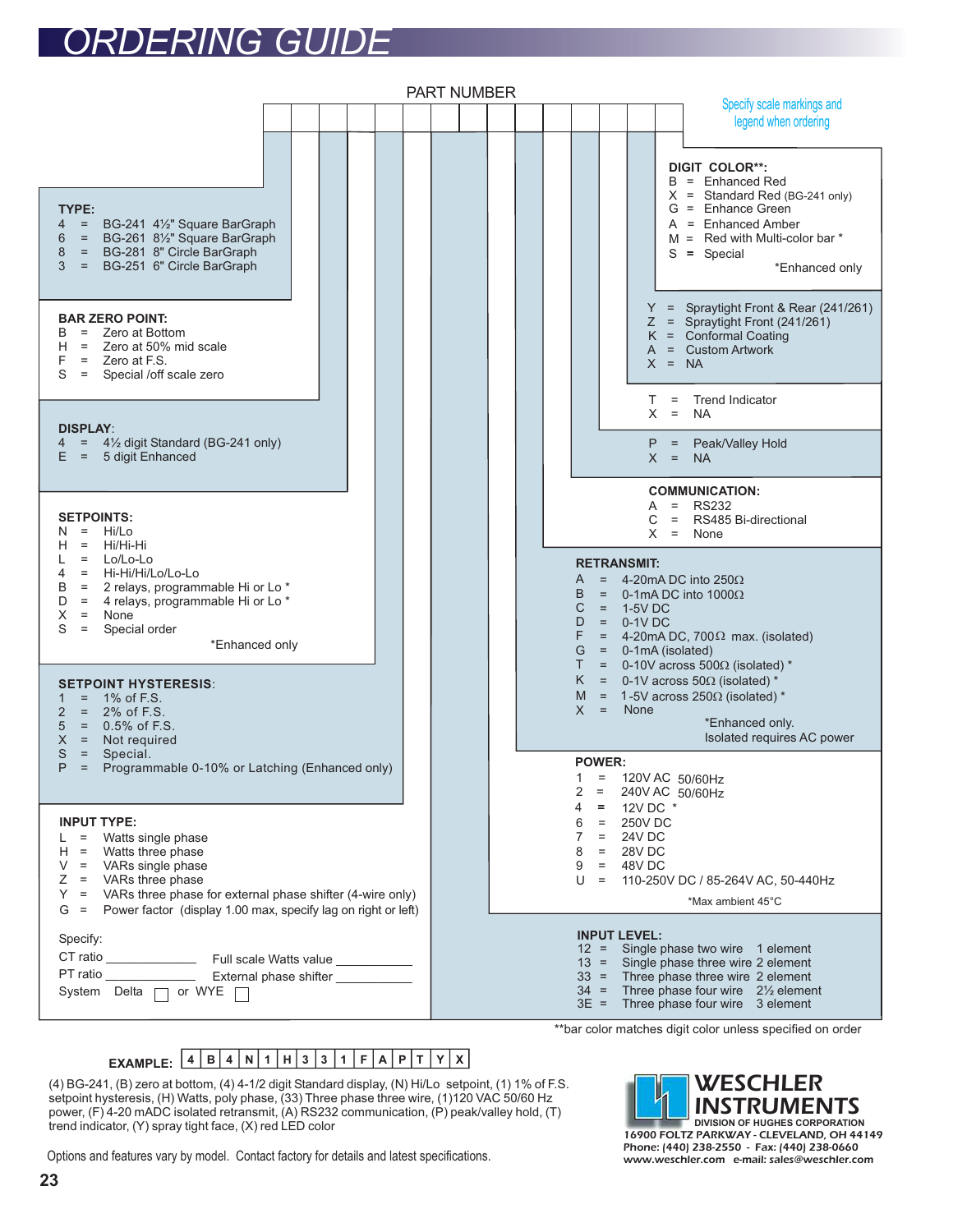# ORDERING GUIDE

PART NUMBER

Specify scale markings and legend when ordering

**TYPE:**
- 4 = BG-241 4½" Square BarGraph
- 6 = BG-261 8½" Square BarGraph
- 8 = BG-281 8" Circle BarGraph
- 3 = BG-251 6" Circle BarGraph

**BAR ZERO POINT:**
- B = Zero at Bottom
- H = Zero at 50% mid scale
- F = Zero at F.S.
- S = Special /off scale zero

**DISPLAY:**
- 4 = 4½ digit Standard (BG-241 only)
- E = 5 digit Enhanced

**SETPOINTS:**
- N = Hi/Lo
- H = Hi/Hi-Hi
- L = Lo/Lo-Lo
- 4 = Hi-Hi/Hi/Lo/Lo-Lo
- B = 2 relays, programmable Hi or Lo *
- D = 4 relays, programmable Hi or Lo *
- X = None
- S = Special order

*Enhanced only

**SETPOINT HYSTERESIS:**
- 1 = 1% of F.S.
- 2 = 2% of F.S.
- 5 = 0.5% of F.S.
- X = Not required
- S = Special.
- P = Programmable 0-10% or Latching (Enhanced only)

**INPUT TYPE:**
- L = Watts single phase
- H = Watts three phase
- V = VARs single phase
- Z = VARs three phase
- Y = VARs three phase for external phase shifter (4-wire only)
- G = Power factor (display 1.00 max, specify lag on right or left)

Specify:

CT ratio ____________ Full scale Watts value ____________

PT ratio ____________ External phase shifter ____________

System Delta ☐ or WYE ☐

**DIGIT COLOR**:**
- B = Enhanced Red
- X = Standard Red (BG-241 only)
- G = Enhance Green
- A = Enhanced Amber
- M = Red with Multi-color bar *
- S = Special

*Enhanced only

- Y = Spraytight Front & Rear (241/261)
- Z = Spraytight Front (241/261)
- K = Conformal Coating
- A = Custom Artwork
- X = NA

- T = Trend Indicator
- X = NA

- P = Peak/Valley Hold
- X = NA

**COMMUNICATION:**
- A = RS232
- C = RS485 Bi-directional
- X = None

**RETRANSMIT:**
- A = 4-20mA DC into 250Ω
- B = 0-1mA DC into 1000Ω
- C = 1-5V DC
- D = 0-1V DC
- F = 4-20mA DC, 700Ω max. (isolated)
- G = 0-1mA (isolated)
- T = 0-10V across 500Ω (isolated) *
- K = 0-1V across 50Ω (isolated) *
- M = 1-5V across 250Ω (isolated) *
- X = None

*Enhanced only.
Isolated requires AC power

**POWER:**
- 1 = 120V AC 50/60Hz
- 2 = 240V AC 50/60Hz
- 4 = 12V DC *
- 6 = 250V DC
- 7 = 24V DC
- 8 = 28V DC
- 9 = 48V DC
- U = 110-250V DC / 85-264V AC, 50-440Hz

*Max ambient 45°C

**INPUT LEVEL:**
- 12 = Single phase two wire 1 element
- 13 = Single phase three wire 2 element
- 33 = Three phase three wire 2 element
- 34 = Three phase four wire 2½ element
- 3E = Three phase four wire 3 element

**bar color matches digit color unless specified on order

**EXAMPLE:** 4 | B | 4 | N | 1 | H | 3 | 3 | 1 | F | A | P | T | Y | X

(4) BG-241, (B) zero at bottom, (4) 4-1/2 digit Standard display, (N) Hi/Lo setpoint, (1) 1% of F.S. setpoint hysteresis, (H) Watts, poly phase, (33) Three phase three wire, (1)120 VAC 50/60 Hz power, (F) 4-20 mADC isolated retransmit, (A) RS232 communication, (P) peak/valley hold, (T) trend indicator, (Y) spray tight face, (X) red LED color

Options and features vary by model. Contact factory for details and latest specifications.

**WESCHLER INSTRUMENTS**
DIVISION OF HUGHES CORPORATION
16900 FOLTZ PARKWAY - CLEVELAND, OH 44149
Phone: (440) 238-2550 - Fax: (440) 238-0660
www.weschler.com e-mail: sales@weschler.com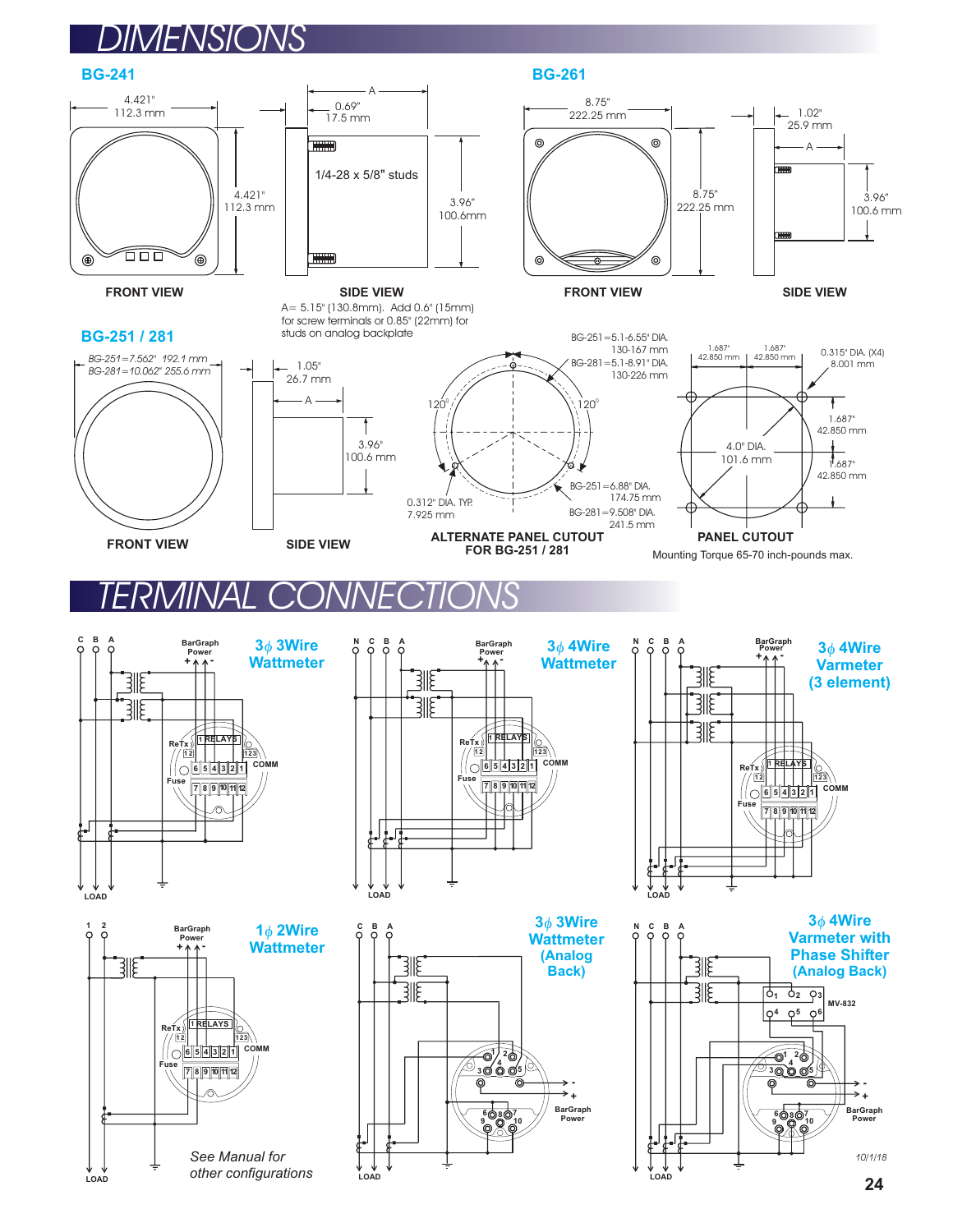# DIMENSIONS

## BG-241

4.421"
112.3 mm

0.69"
17.5 mm

A

4.421"
112.3 mm

1/4-28 x 5/8" studs

3.96"
100.6mm

FRONT VIEW

SIDE VIEW

A= 5.15" (130.8mm). Add 0.6" (15mm) for screw terminals or 0.85" (22mm) for studs on analog backplate

## BG-261

8.75"
222.25 mm

1.02"
25.9 mm

A

8.75"
222.25 mm

3.96"
100.6 mm

FRONT VIEW

SIDE VIEW

## BG-251 / 281

*BG-251=7.562" 192.1 mm*
*BG-281=10.062" 255.6 mm*

1.05"
26.7 mm

A

3.96"
100.6 mm

FRONT VIEW

SIDE VIEW

BG-251=5.1-6.55" DIA. 130-167 mm
BG-281=5.1-8.91" DIA. 130-226 mm

120°
120°

0.312" DIA. TYP.
7.925 mm

BG-251=6.88" DIA. 174.75 mm
BG-281=9.508" DIA. 241.5 mm

ALTERNATE PANEL CUTOUT FOR BG-251 / 281

1.687"
42.850 mm

1.687"
42.850 mm

0.315" DIA. (X4)
8.001 mm

1.687"
42.850 mm

4.0" DIA.
101.6 mm

1.687"
42.850 mm

PANEL CUTOUT

Mounting Torque 65-70 inch-pounds max.

# TERMINAL CONNECTIONS

**3ϕ 3Wire Wattmeter**

C B A
BarGraph Power + ∧ ∧ -
ReTx 1 2
1 RELAYS 1 2 3
6 5 4 3 2 1 COMM
Fuse
7 8 9 10 11 12
LOAD

**3ϕ 4Wire Wattmeter**

N C B A
BarGraph Power + ∧ ∧ -
ReTx 1 2
1 RELAYS 1 2 3
6 5 4 3 2 1 COMM
Fuse
7 8 9 10 11 12
LOAD

**3ϕ 4Wire Varmeter (3 element)**

N C B A
BarGraph Power + ∧ ∧ -
ReTx 1 2
1 RELAYS 1 2 3
6 5 4 3 2 1 COMM
Fuse
7 8 9 10 11 12
LOAD

**1ϕ 2Wire Wattmeter**

1 2
BarGraph Power + ∧ ∧ -
ReTx 1 2
1 RELAYS 1 2 3
6 5 4 3 2 1 COMM
Fuse
7 8 9 10 11 12
LOAD

*See Manual for other configurations*

**3ϕ 3Wire Wattmeter (Analog Back)**

C B A
1 2 4 3 5
6 8 7 9 10
- +
BarGraph Power
LOAD

**3ϕ 4Wire Varmeter with Phase Shifter (Analog Back)**

N C B A
1 2 3 4 5 6
MV-832
1 2 4 3 5
6 8 7 9 10
- +
BarGraph Power
LOAD

10/1/18